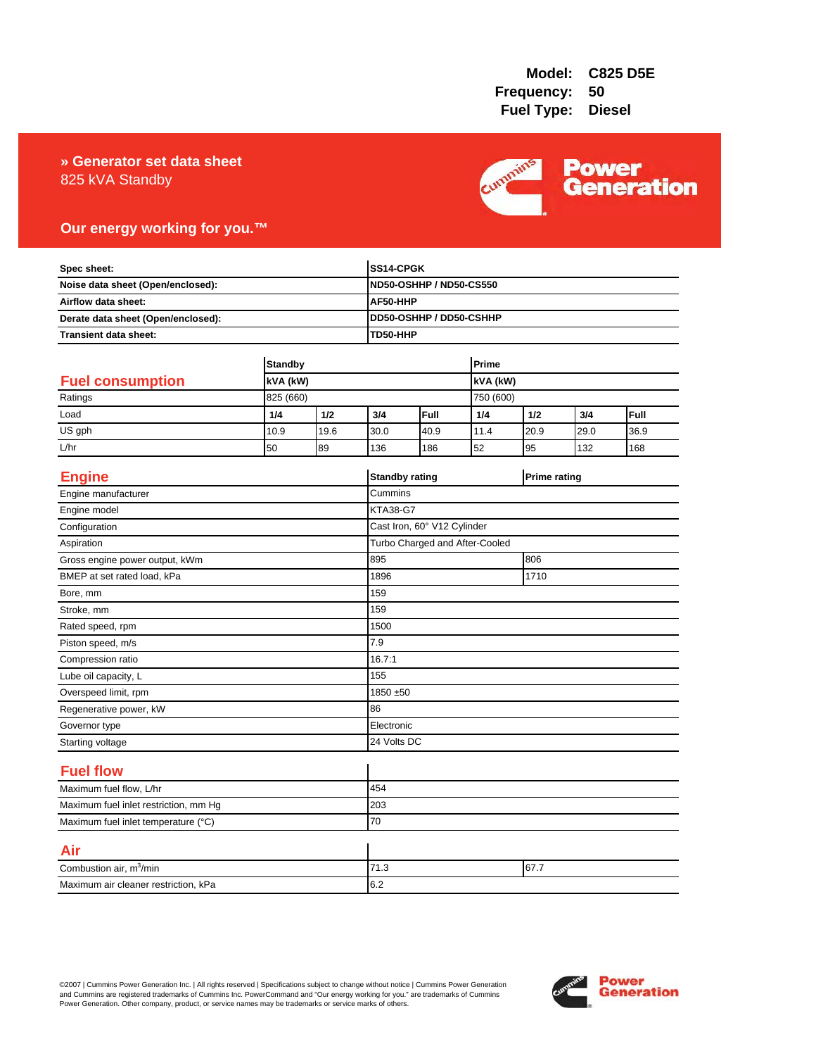**Model:** C825 D5E
**Frequency:** 50
**Fuel Type:** Diesel

## » Generator set data sheet

825 kVA Standby

**Our energy working for you.™**

| | |
|---|---|
| **Spec sheet:** | **SS14-CPGK** |
| **Noise data sheet (Open/enclosed):** | **ND50-OSHHP / ND50-CS550** |
| **Airflow data sheet:** | **AF50-HHP** |
| **Derate data sheet (Open/enclosed):** | **DD50-OSHHP / DD50-CSHHP** |
| **Transient data sheet:** | **TD50-HHP** |

## Fuel consumption

| | **Standby** | | | | **Prime** | | | |
|---|---|---|---|---|---|---|---|---|
| | **kVA (kW)** | | | | **kVA (kW)** | | | |
| Ratings | 825 (660) | | | | 750 (600) | | | |
| Load | **1/4** | **1/2** | **3/4** | **Full** | **1/4** | **1/2** | **3/4** | **Full** |
| US gph | 10.9 | 19.6 | 30.0 | 40.9 | 11.4 | 20.9 | 29.0 | 36.9 |
| L/hr | 50 | 89 | 136 | 186 | 52 | 95 | 132 | 168 |

## Engine

| | **Standby rating** | **Prime rating** |
|---|---|---|
| Engine manufacturer | Cummins | |
| Engine model | KTA38-G7 | |
| Configuration | Cast Iron, 60° V12 Cylinder | |
| Aspiration | Turbo Charged and After-Cooled | |
| Gross engine power output, kWm | 895 | 806 |
| BMEP at set rated load, kPa | 1896 | 1710 |
| Bore, mm | 159 | |
| Stroke, mm | 159 | |
| Rated speed, rpm | 1500 | |
| Piston speed, m/s | 7.9 | |
| Compression ratio | 16.7:1 | |
| Lube oil capacity, L | 155 | |
| Overspeed limit, rpm | 1850 ±50 | |
| Regenerative power, kW | 86 | |
| Governor type | Electronic | |
| Starting voltage | 24 Volts DC | |

## Fuel flow

| | |
|---|---|
| Maximum fuel flow, L/hr | 454 |
| Maximum fuel inlet restriction, mm Hg | 203 |
| Maximum fuel inlet temperature (°C) | 70 |

## Air

| | | |
|---|---|---|
| Combustion air, $m^3$/min | 71.3 | 67.7 |
| Maximum air cleaner restriction, kPa | 6.2 | |

©2007 | Cummins Power Generation Inc. | All rights reserved | Specifications subject to change without notice | Cummins Power Generation and Cummins are registered trademarks of Cummins Inc. PowerCommand and "Our energy working for you." are trademarks of Cummins Power Generation. Other company, product, or service names may be trademarks or service marks of others.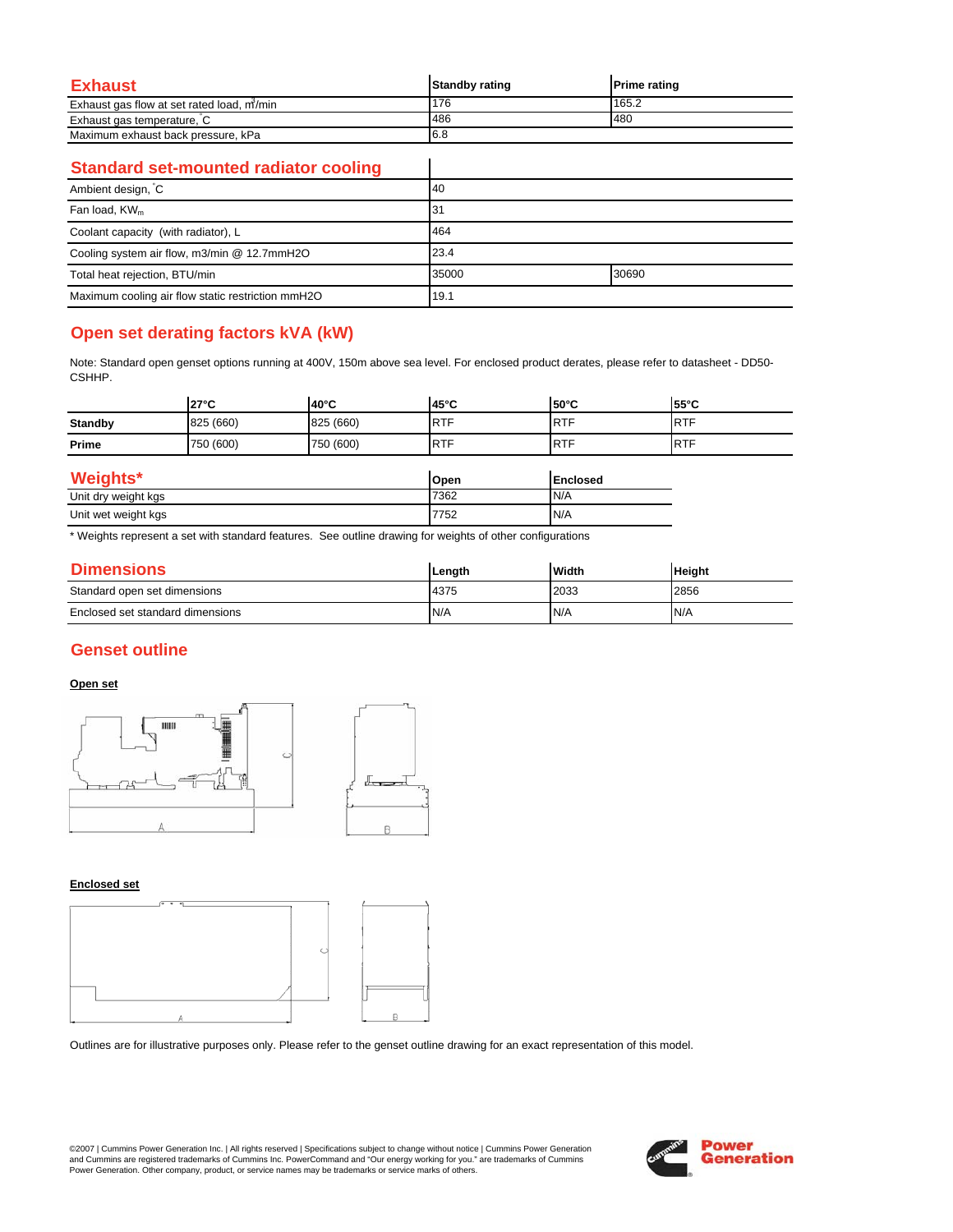## Exhaust

| Exhaust | Standby rating | Prime rating |
|---|---|---|
| Exhaust gas flow at set rated load, $m^3$/min | 176 | 165.2 |
| Exhaust gas temperature, °C | 486 | 480 |
| Maximum exhaust back pressure, kPa | 6.8 | |

## Standard set-mounted radiator cooling

| Standard set-mounted radiator cooling | | |
|---|---|---|
| Ambient design, °C | 40 | |
| Fan load, $KW_m$ | 31 | |
| Coolant capacity (with radiator), L | 464 | |
| Cooling system air flow, m3/min @ 12.7mmH2O | 23.4 | |
| Total heat rejection, BTU/min | 35000 | 30690 |
| Maximum cooling air flow static restriction mmH2O | 19.1 | |

## Open set derating factors kVA (kW)

Note: Standard open genset options running at 400V, 150m above sea level. For enclosed product derates, please refer to datasheet - DD50-CSHHP.

| | 27°C | 40°C | 45°C | 50°C | 55°C |
|---|---|---|---|---|---|
| **Standby** | 825 (660) | 825 (660) | RTF | RTF | RTF |
| **Prime** | 750 (600) | 750 (600) | RTF | RTF | RTF |

## Weights*

| Weights* | Open | Enclosed |
|---|---|---|
| Unit dry weight kgs | 7362 | N/A |
| Unit wet weight kgs | 7752 | N/A |

\* Weights represent a set with standard features. See outline drawing for weights of other configurations

## Dimensions

| Dimensions | Length | Width | Height |
|---|---|---|---|
| Standard open set dimensions | 4375 | 2033 | 2856 |
| Enclosed set standard dimensions | N/A | N/A | N/A |

## Genset outline

**Open set**

**Enclosed set**

Outlines are for illustrative purposes only. Please refer to the genset outline drawing for an exact representation of this model.

©2007 | Cummins Power Generation Inc. | All rights reserved | Specifications subject to change without notice | Cummins Power Generation and Cummins are registered trademarks of Cummins Inc. PowerCommand and "Our energy working for you." are trademarks of Cummins Power Generation. Other company, product, or service names may be trademarks or service marks of others.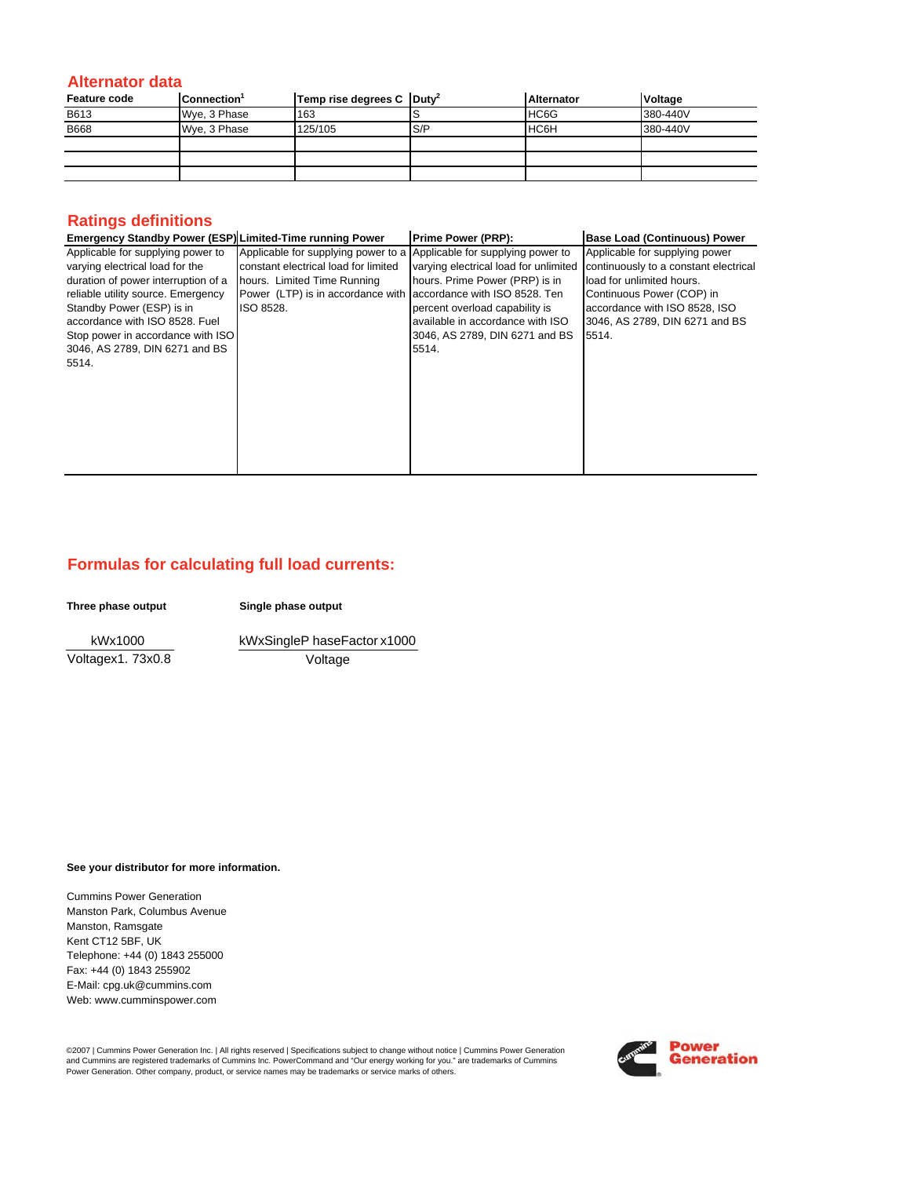## Alternator data

| Feature code | Connection[1] | Temp rise degrees C | Duty[2] | Alternator | Voltage |
|---|---|---|---|---|---|
| B613 | Wye, 3 Phase | 163 | S | HC6G | 380-440V |
| B668 | Wye, 3 Phase | 125/105 | S/P | HC6H | 380-440V |
| | | | | | |
| | | | | | |
| | | | | | |

## Ratings definitions

| Emergency Standby Power (ESP) | Limited-Time running Power | Prime Power (PRP): | Base Load (Continuous) Power |
|---|---|---|---|
| Applicable for supplying power to varying electrical load for the duration of power interruption of a reliable utility source. Emergency Standby Power (ESP) is in accordance with ISO 8528. Fuel Stop power in accordance with ISO 3046, AS 2789, DIN 6271 and BS 5514. | Applicable for supplying power to a constant electrical load for limited hours. Limited Time Running Power (LTP) is in accordance with ISO 8528. | Applicable for supplying power to varying electrical load for unlimited hours. Prime Power (PRP) is in accordance with ISO 8528. Ten percent overload capability is available in accordance with ISO 3046, AS 2789, DIN 6271 and BS 5514. | Applicable for supplying power continuously to a constant electrical load for unlimited hours. Continuous Power (COP) in accordance with ISO 8528, ISO 3046, AS 2789, DIN 6271 and BS 5514. |

## Formulas for calculating full load currents:

**Three phase output**

$$\frac{kW \times 1000}{Voltage \times 1.73 \times 0.8}$$

**Single phase output**

$$\frac{kW \times SinglePhaseFactor \times 1000}{Voltage}$$

**See your distributor for more information.**

Cummins Power Generation
Manston Park, Columbus Avenue
Manston, Ramsgate
Kent CT12 5BF, UK
Telephone: +44 (0) 1843 255000
Fax: +44 (0) 1843 255902
E-Mail: cpg.uk@cummins.com
Web: www.cumminspower.com

©2007 | Cummins Power Generation Inc. | All rights reserved | Specifications subject to change without notice | Cummins Power Generation and Cummins are registered trademarks of Cummins Inc. PowerCommand and "Our energy working for you." are trademarks of Cummins Power Generation. Other company, product, or service names may be trademarks or service marks of others.

Power Generation